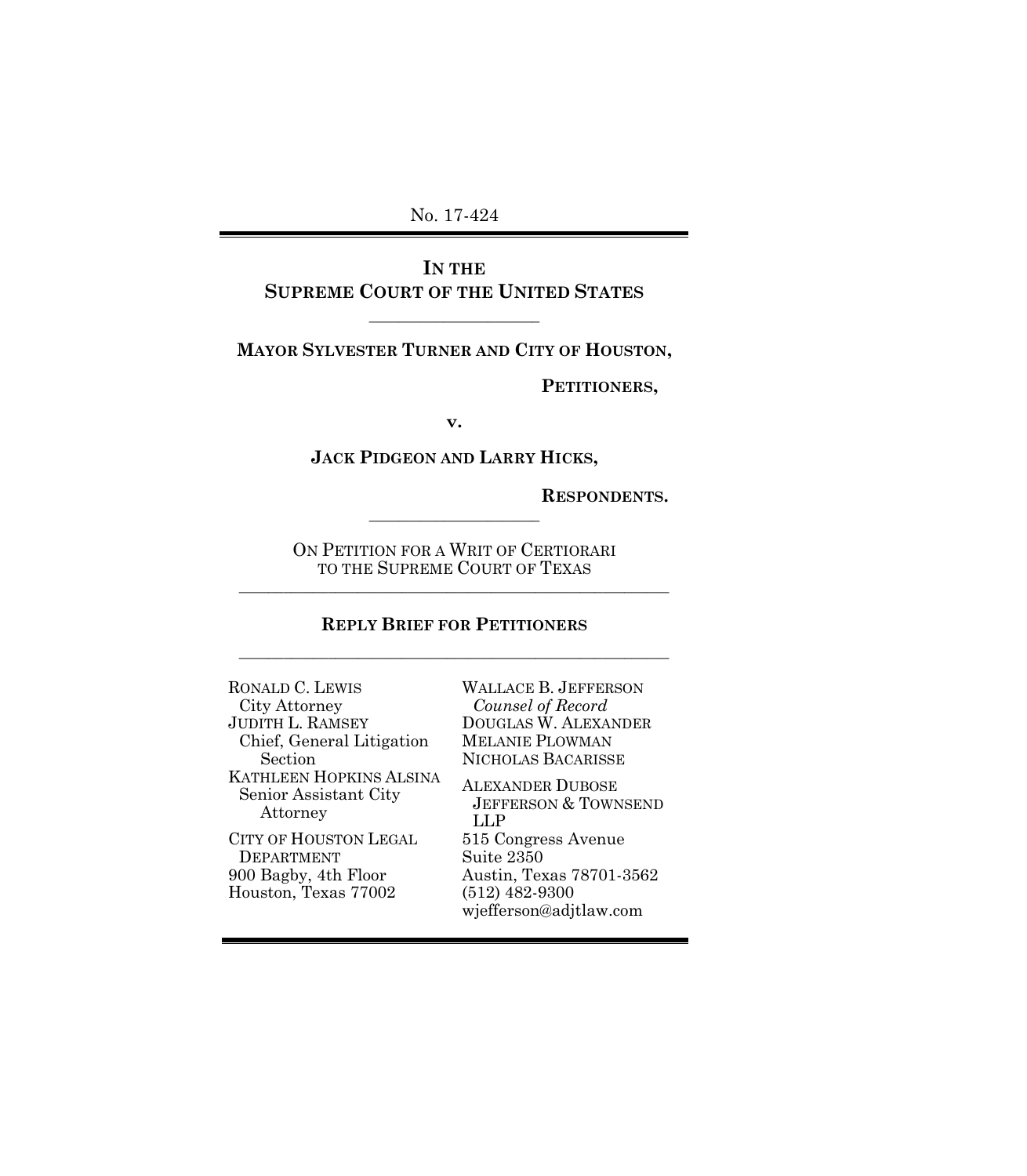No. 17-424

---

**IN THE**
**SUPREME COURT OF THE UNITED STATES**

---

**MAYOR SYLVESTER TURNER AND CITY OF HOUSTON,**

**PETITIONERS,**

**v.**

**JACK PIDGEON AND LARRY HICKS,**

**RESPONDENTS.**

---

ON PETITION FOR A WRIT OF CERTIORARI
TO THE SUPREME COURT OF TEXAS

---

**REPLY BRIEF FOR PETITIONERS**

---

RONALD C. LEWIS
City Attorney
JUDITH L. RAMSEY
Chief, General Litigation Section
KATHLEEN HOPKINS ALSINA
Senior Assistant City Attorney

CITY OF HOUSTON LEGAL DEPARTMENT
900 Bagby, 4th Floor
Houston, Texas 77002

WALLACE B. JEFFERSON
*Counsel of Record*
DOUGLAS W. ALEXANDER
MELANIE PLOWMAN
NICHOLAS BACARISSE

ALEXANDER DUBOSE JEFFERSON & TOWNSEND LLP
515 Congress Avenue
Suite 2350
Austin, Texas 78701-3562
(512) 482-9300
wjefferson@adjtlaw.com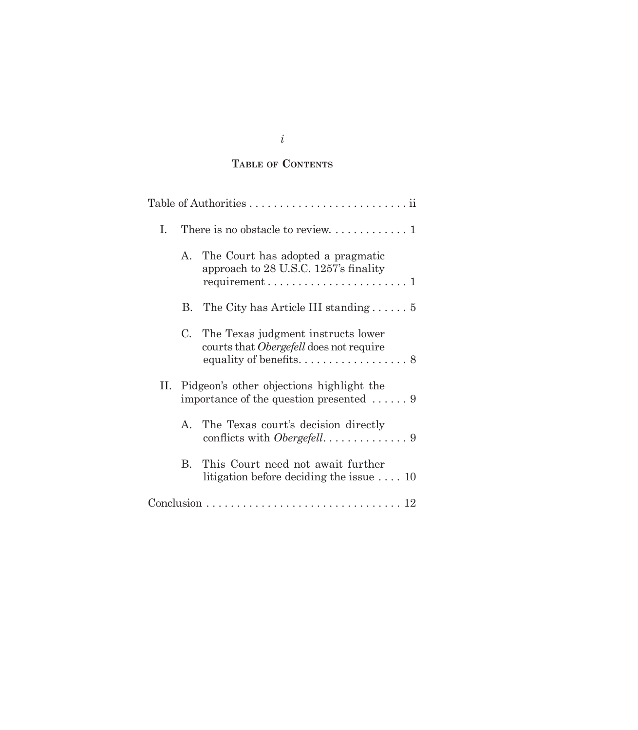## Table of Contents

Table of Authorities . . . . . . . . . . . . . . . . . . . . . . . . . . . ii

I. There is no obstacle to review. . . . . . . . . . . . . 1

  A. The Court has adopted a pragmatic approach to 28 U.S.C. 1257's finality requirement . . . . . . . . . . . . . . . . . . . . . . . 1

  B. The City has Article III standing . . . . . . 5

  C. The Texas judgment instructs lower courts that *Obergefell* does not require equality of benefits. . . . . . . . . . . . . . . . . . 8

II. Pidgeon's other objections highlight the importance of the question presented . . . . . . 9

  A. The Texas court's decision directly conflicts with *Obergefell*. . . . . . . . . . . . . . 9

  B. This Court need not await further litigation before deciding the issue . . . . 10

Conclusion . . . . . . . . . . . . . . . . . . . . . . . . . . . . . . . . 12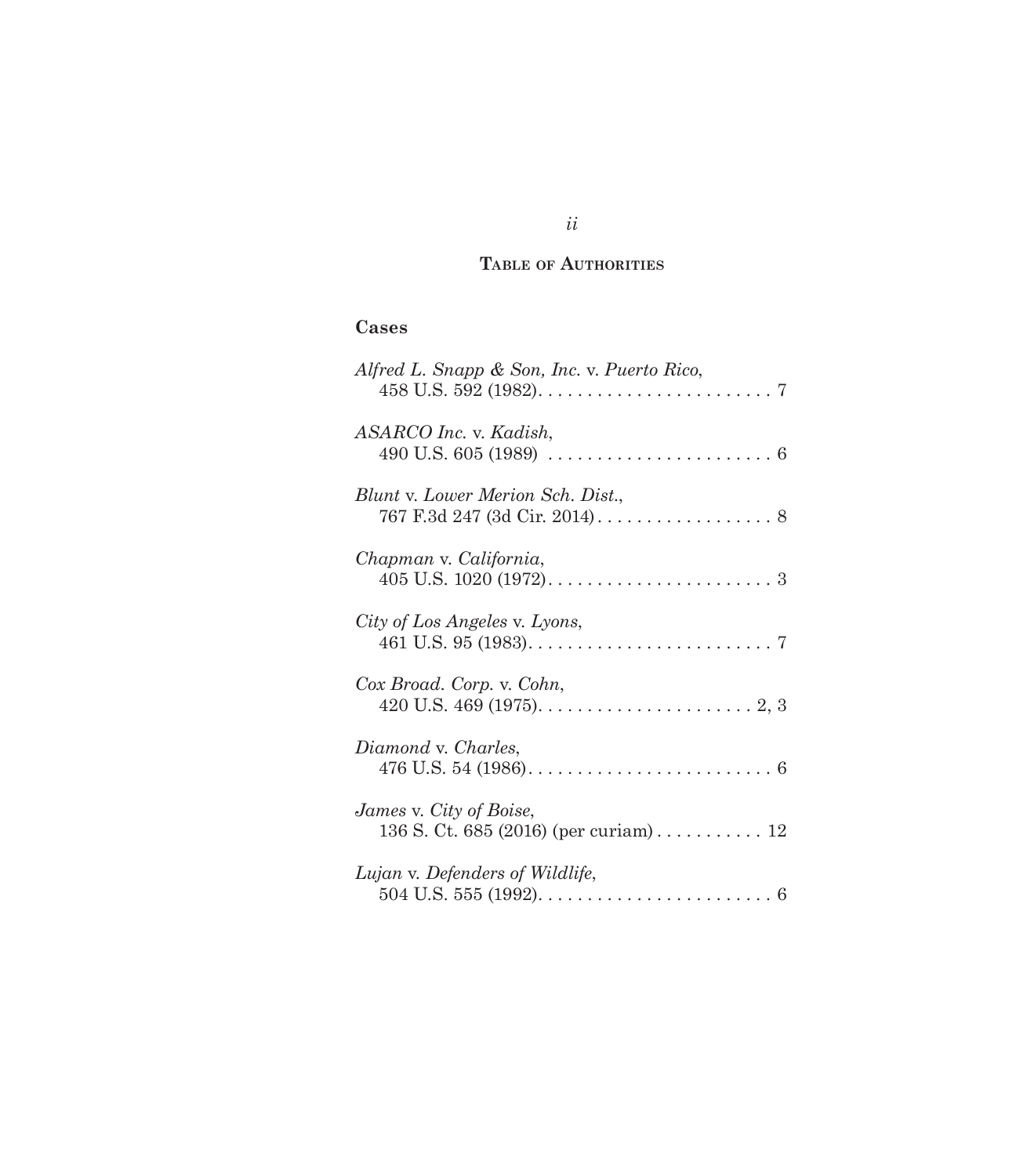## Table of Authorities

### Cases

*Alfred L. Snapp & Son, Inc.* v. *Puerto Rico*, 458 U.S. 592 (1982) . . . . . . . . . . . . . . . . . . . . . . . . 7

*ASARCO Inc.* v. *Kadish*, 490 U.S. 605 (1989) . . . . . . . . . . . . . . . . . . . . . . . . 6

*Blunt* v. *Lower Merion Sch. Dist.*, 767 F.3d 247 (3d Cir. 2014) . . . . . . . . . . . . . . . . . . 8

*Chapman* v. *California*, 405 U.S. 1020 (1972) . . . . . . . . . . . . . . . . . . . . . . . . 3

*City of Los Angeles* v. *Lyons*, 461 U.S. 95 (1983) . . . . . . . . . . . . . . . . . . . . . . . . . . 7

*Cox Broad. Corp.* v. *Cohn*, 420 U.S. 469 (1975) . . . . . . . . . . . . . . . . . . . . . . . 2, 3

*Diamond* v. *Charles*, 476 U.S. 54 (1986) . . . . . . . . . . . . . . . . . . . . . . . . . . 6

*James* v. *City of Boise*, 136 S. Ct. 685 (2016) (per curiam) . . . . . . . . . . . 12

*Lujan* v. *Defenders of Wildlife*, 504 U.S. 555 (1992) . . . . . . . . . . . . . . . . . . . . . . . . . 6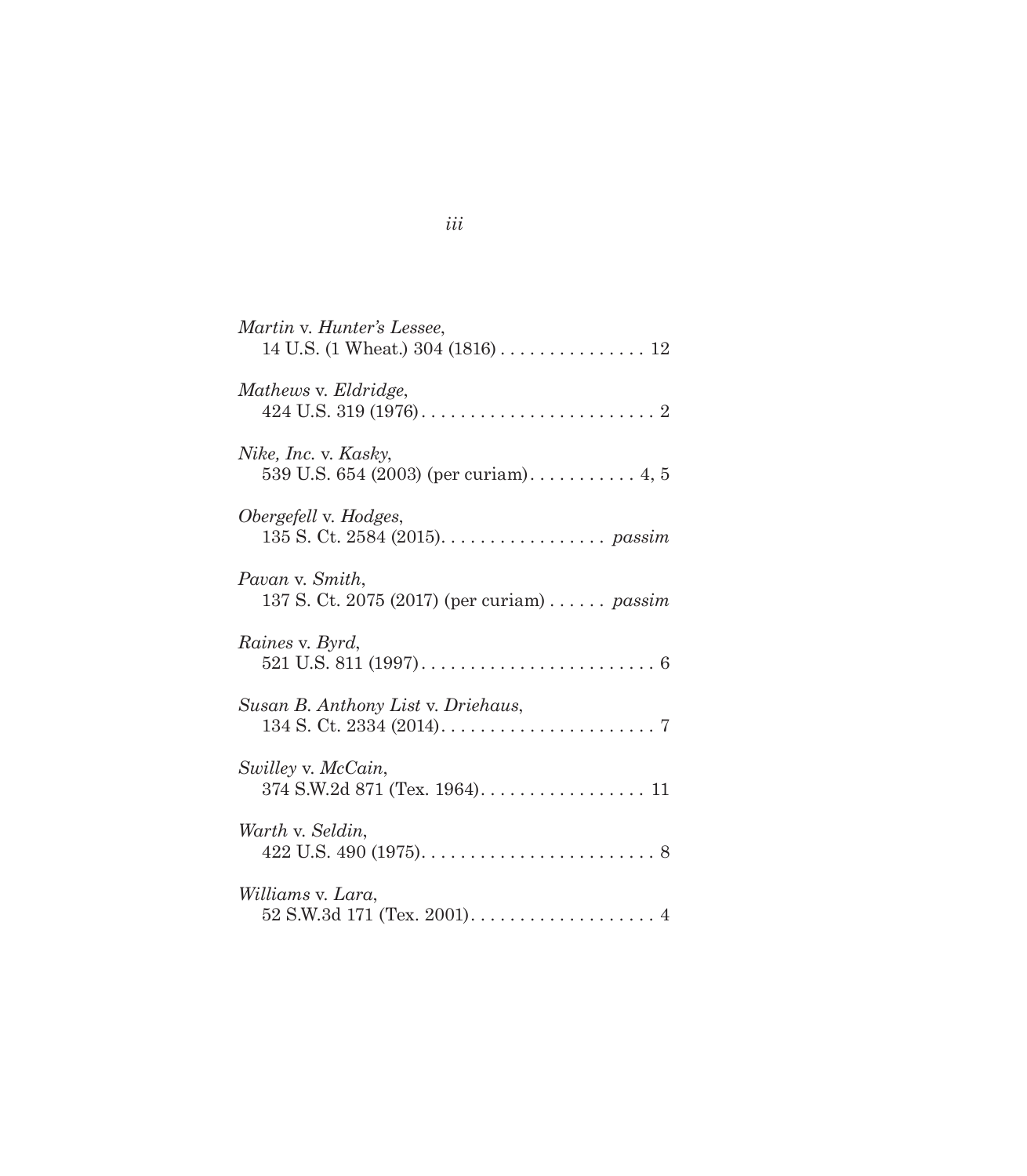*Martin* v. *Hunter's Lessee*,
14 U.S. (1 Wheat.) 304 (1816) . . . . . . . . . . . . . . . 12

*Mathews* v. *Eldridge*,
424 U.S. 319 (1976) . . . . . . . . . . . . . . . . . . . . . . . . 2

*Nike, Inc.* v. *Kasky*,
539 U.S. 654 (2003) (per curiam) . . . . . . . . . . . 4, 5

*Obergefell* v. *Hodges*,
135 S. Ct. 2584 (2015). . . . . . . . . . . . . . . . . *passim*

*Pavan* v. *Smith*,
137 S. Ct. 2075 (2017) (per curiam) . . . . . . *passim*

*Raines* v. *Byrd*,
521 U.S. 811 (1997) . . . . . . . . . . . . . . . . . . . . . . . . 6

*Susan B. Anthony List* v. *Driehaus*,
134 S. Ct. 2334 (2014) . . . . . . . . . . . . . . . . . . . . . . 7

*Swilley* v. *McCain*,
374 S.W.2d 871 (Tex. 1964) . . . . . . . . . . . . . . . . . 11

*Warth* v. *Seldin*,
422 U.S. 490 (1975) . . . . . . . . . . . . . . . . . . . . . . . . 8

*Williams* v. *Lara*,
52 S.W.3d 171 (Tex. 2001) . . . . . . . . . . . . . . . . . . . 4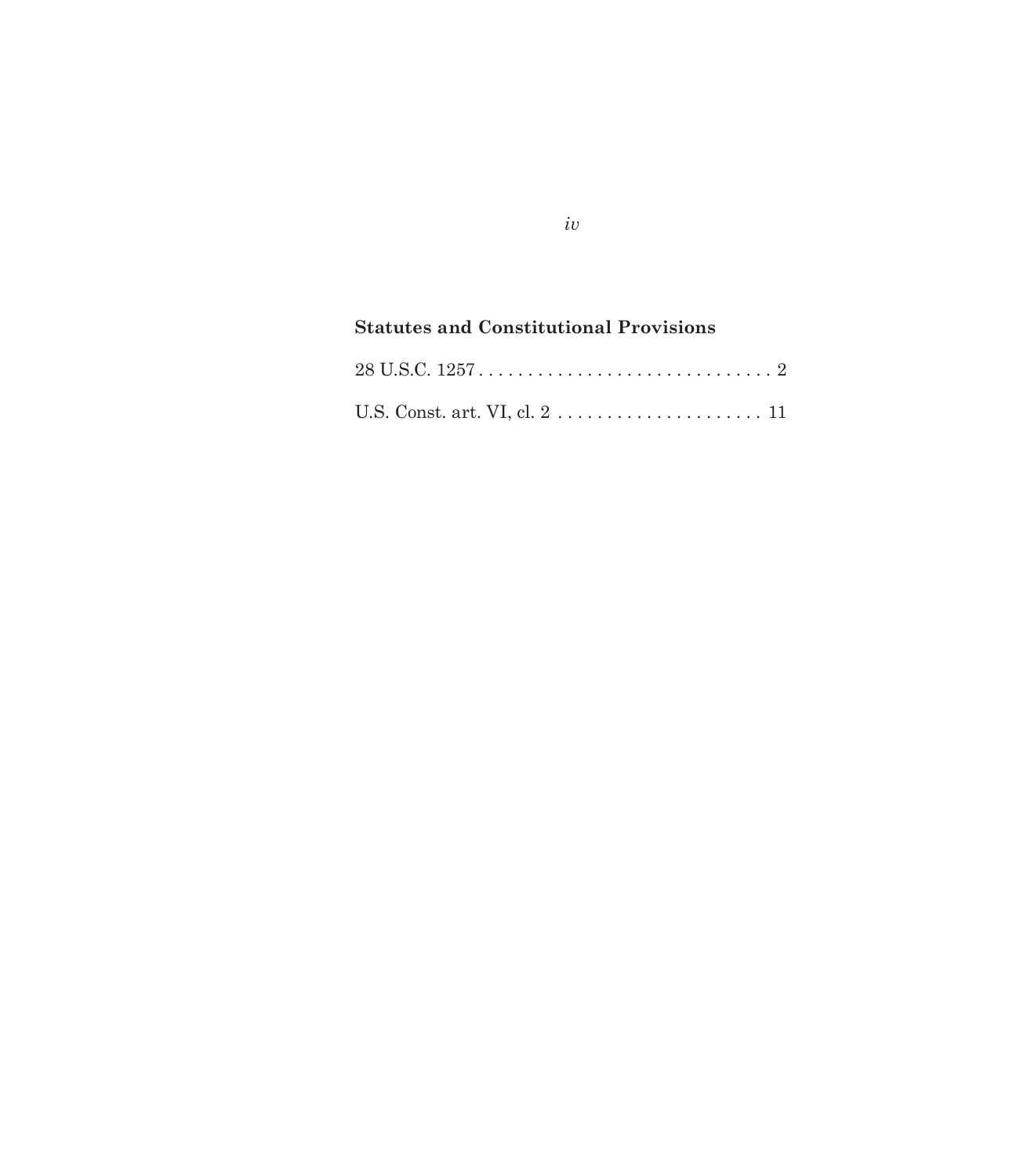**Statutes and Constitutional Provisions**

28 U.S.C. 1257 . . . . . . . . . . . . . . . . . . . . . . . . . . . . . . 2

U.S. Const. art. VI, cl. 2 . . . . . . . . . . . . . . . . . . . . . 11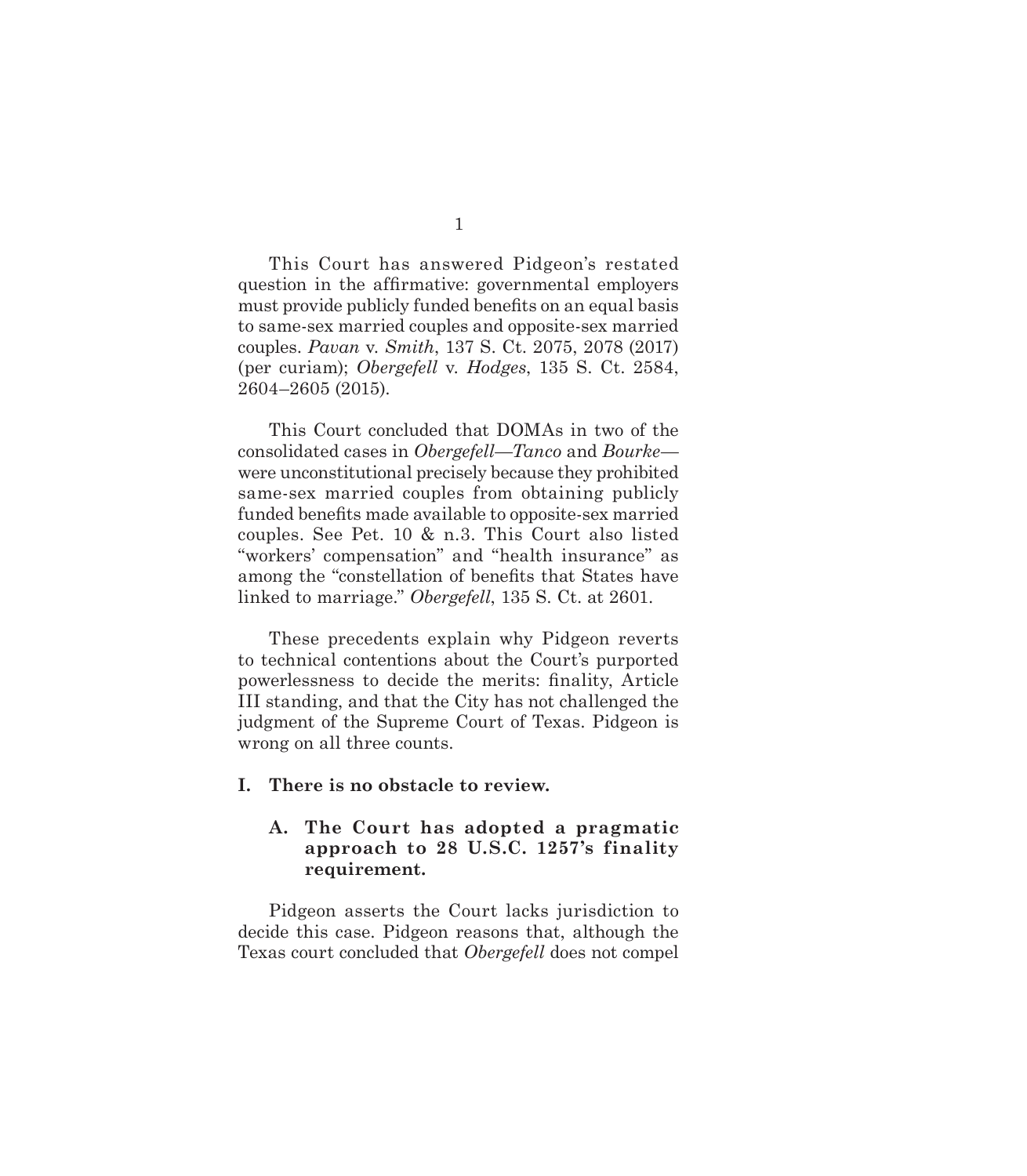This Court has answered Pidgeon's restated question in the affirmative: governmental employers must provide publicly funded benefits on an equal basis to same-sex married couples and opposite-sex married couples. *Pavan* v. *Smith*, 137 S. Ct. 2075, 2078 (2017) (per curiam); *Obergefell* v. *Hodges*, 135 S. Ct. 2584, 2604–2605 (2015).

This Court concluded that DOMAs in two of the consolidated cases in *Obergefell*—*Tanco* and *Bourke*—were unconstitutional precisely because they prohibited same-sex married couples from obtaining publicly funded benefits made available to opposite-sex married couples. See Pet. 10 & n.3. This Court also listed "workers' compensation" and "health insurance" as among the "constellation of benefits that States have linked to marriage." *Obergefell*, 135 S. Ct. at 2601.

These precedents explain why Pidgeon reverts to technical contentions about the Court's purported powerlessness to decide the merits: finality, Article III standing, and that the City has not challenged the judgment of the Supreme Court of Texas. Pidgeon is wrong on all three counts.

## I. There is no obstacle to review.

### A. The Court has adopted a pragmatic approach to 28 U.S.C. 1257's finality requirement.

Pidgeon asserts the Court lacks jurisdiction to decide this case. Pidgeon reasons that, although the Texas court concluded that *Obergefell* does not compel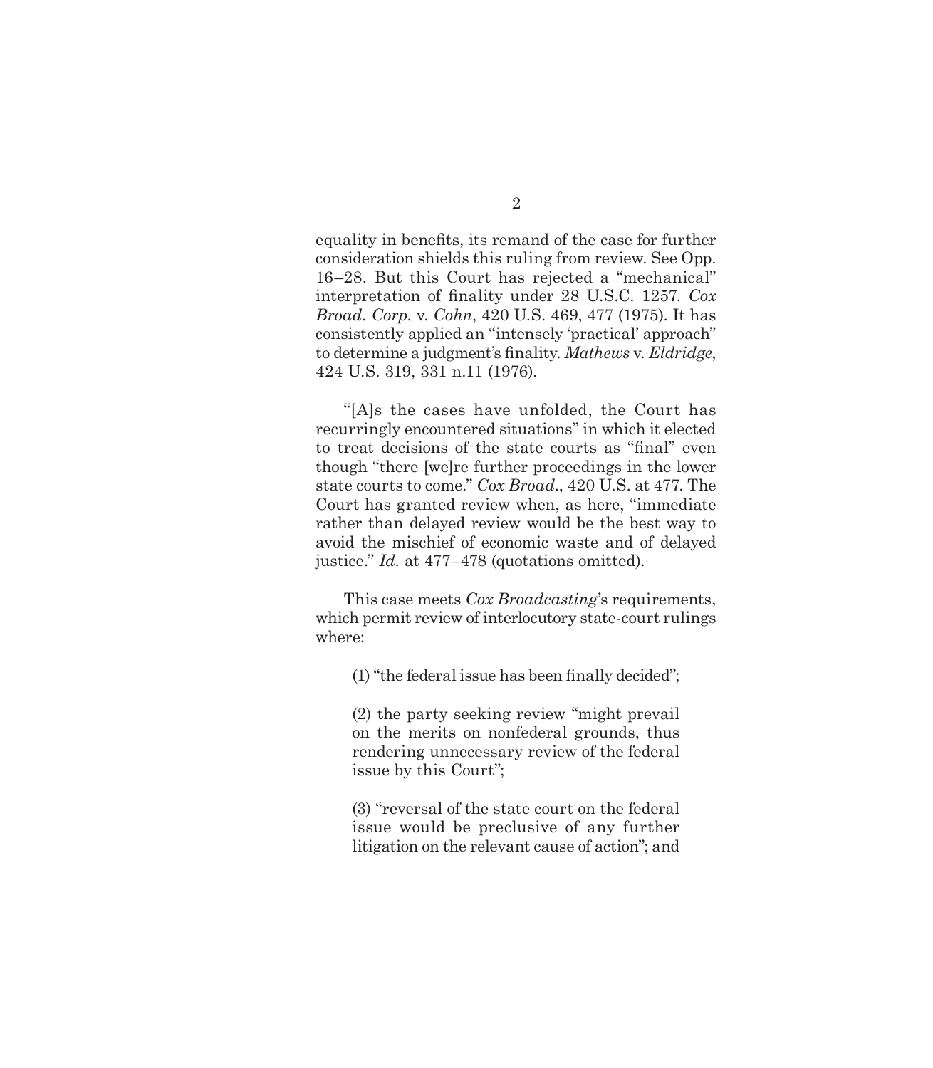equality in benefits, its remand of the case for further consideration shields this ruling from review. See Opp. 16–28. But this Court has rejected a "mechanical" interpretation of finality under 28 U.S.C. 1257. *Cox Broad. Corp.* v. *Cohn*, 420 U.S. 469, 477 (1975). It has consistently applied an "intensely 'practical' approach" to determine a judgment's finality. *Mathews* v. *Eldridge*, 424 U.S. 319, 331 n.11 (1976).

"[A]s the cases have unfolded, the Court has recurringly encountered situations" in which it elected to treat decisions of the state courts as "final" even though "there [we]re further proceedings in the lower state courts to come." *Cox Broad.*, 420 U.S. at 477. The Court has granted review when, as here, "immediate rather than delayed review would be the best way to avoid the mischief of economic waste and of delayed justice." *Id.* at 477–478 (quotations omitted).

This case meets *Cox Broadcasting*'s requirements, which permit review of interlocutory state-court rulings where:

> (1) "the federal issue has been finally decided";
>
> (2) the party seeking review "might prevail on the merits on nonfederal grounds, thus rendering unnecessary review of the federal issue by this Court";
>
> (3) "reversal of the state court on the federal issue would be preclusive of any further litigation on the relevant cause of action"; and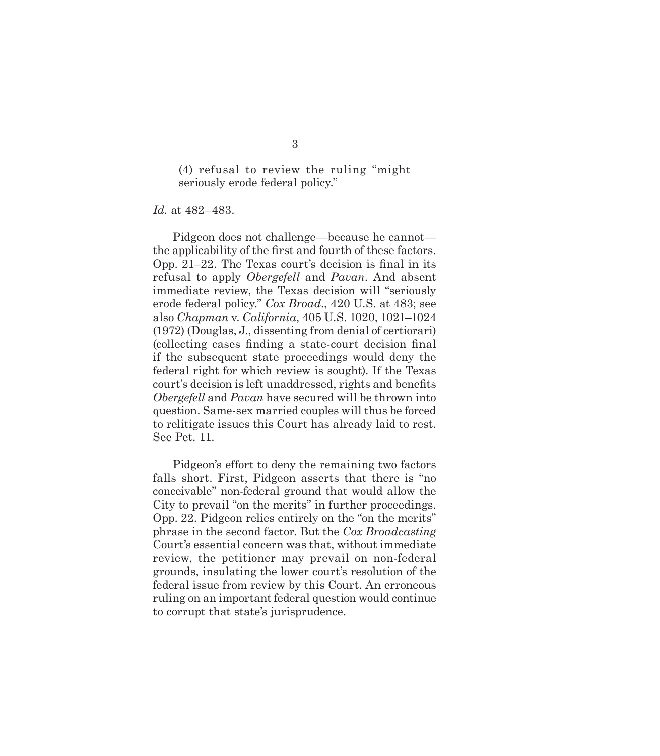> (4) refusal to review the ruling "might seriously erode federal policy."

*Id*. at 482–483.

Pidgeon does not challenge—because he cannot—the applicability of the first and fourth of these factors. Opp. 21–22. The Texas court's decision is final in its refusal to apply *Obergefell* and *Pavan*. And absent immediate review, the Texas decision will "seriously erode federal policy." *Cox Broad*., 420 U.S. at 483; see also *Chapman* v. *California*, 405 U.S. 1020, 1021–1024 (1972) (Douglas, J., dissenting from denial of certiorari) (collecting cases finding a state-court decision final if the subsequent state proceedings would deny the federal right for which review is sought). If the Texas court's decision is left unaddressed, rights and benefits *Obergefell* and *Pavan* have secured will be thrown into question. Same-sex married couples will thus be forced to relitigate issues this Court has already laid to rest. See Pet. 11.

Pidgeon's effort to deny the remaining two factors falls short. First, Pidgeon asserts that there is "no conceivable" non-federal ground that would allow the City to prevail "on the merits" in further proceedings. Opp. 22. Pidgeon relies entirely on the "on the merits" phrase in the second factor. But the *Cox Broadcasting* Court's essential concern was that, without immediate review, the petitioner may prevail on non-federal grounds, insulating the lower court's resolution of the federal issue from review by this Court. An erroneous ruling on an important federal question would continue to corrupt that state's jurisprudence.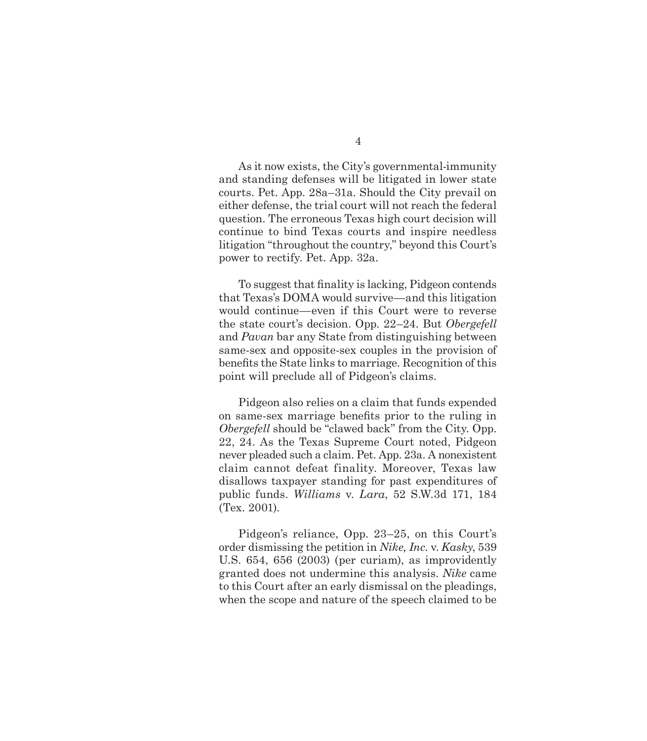As it now exists, the City's governmental-immunity and standing defenses will be litigated in lower state courts. Pet. App. 28a–31a. Should the City prevail on either defense, the trial court will not reach the federal question. The erroneous Texas high court decision will continue to bind Texas courts and inspire needless litigation "throughout the country," beyond this Court's power to rectify. Pet. App. 32a.

To suggest that finality is lacking, Pidgeon contends that Texas's DOMA would survive—and this litigation would continue—even if this Court were to reverse the state court's decision. Opp. 22–24. But *Obergefell* and *Pavan* bar any State from distinguishing between same-sex and opposite-sex couples in the provision of benefits the State links to marriage. Recognition of this point will preclude all of Pidgeon's claims.

Pidgeon also relies on a claim that funds expended on same-sex marriage benefits prior to the ruling in *Obergefell* should be "clawed back" from the City. Opp. 22, 24. As the Texas Supreme Court noted, Pidgeon never pleaded such a claim. Pet. App. 23a. A nonexistent claim cannot defeat finality. Moreover, Texas law disallows taxpayer standing for past expenditures of public funds. *Williams* v. *Lara*, 52 S.W.3d 171, 184 (Tex. 2001).

Pidgeon's reliance, Opp. 23–25, on this Court's order dismissing the petition in *Nike, Inc.* v. *Kasky*, 539 U.S. 654, 656 (2003) (per curiam), as improvidently granted does not undermine this analysis. *Nike* came to this Court after an early dismissal on the pleadings, when the scope and nature of the speech claimed to be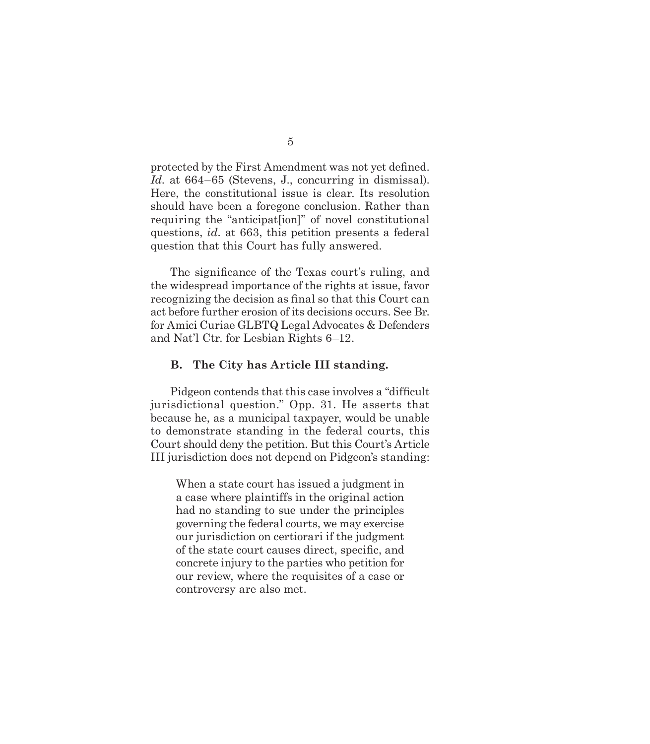protected by the First Amendment was not yet defined. *Id.* at 664–65 (Stevens, J., concurring in dismissal). Here, the constitutional issue is clear. Its resolution should have been a foregone conclusion. Rather than requiring the "anticipat[ion]" of novel constitutional questions, *id.* at 663, this petition presents a federal question that this Court has fully answered.

The significance of the Texas court's ruling, and the widespread importance of the rights at issue, favor recognizing the decision as final so that this Court can act before further erosion of its decisions occurs. See Br. for Amici Curiae GLBTQ Legal Advocates & Defenders and Nat'l Ctr. for Lesbian Rights 6–12.

### B. The City has Article III standing.

Pidgeon contends that this case involves a "difficult jurisdictional question." Opp. 31. He asserts that because he, as a municipal taxpayer, would be unable to demonstrate standing in the federal courts, this Court should deny the petition. But this Court's Article III jurisdiction does not depend on Pidgeon's standing:

> When a state court has issued a judgment in a case where plaintiffs in the original action had no standing to sue under the principles governing the federal courts, we may exercise our jurisdiction on certiorari if the judgment of the state court causes direct, specific, and concrete injury to the parties who petition for our review, where the requisites of a case or controversy are also met.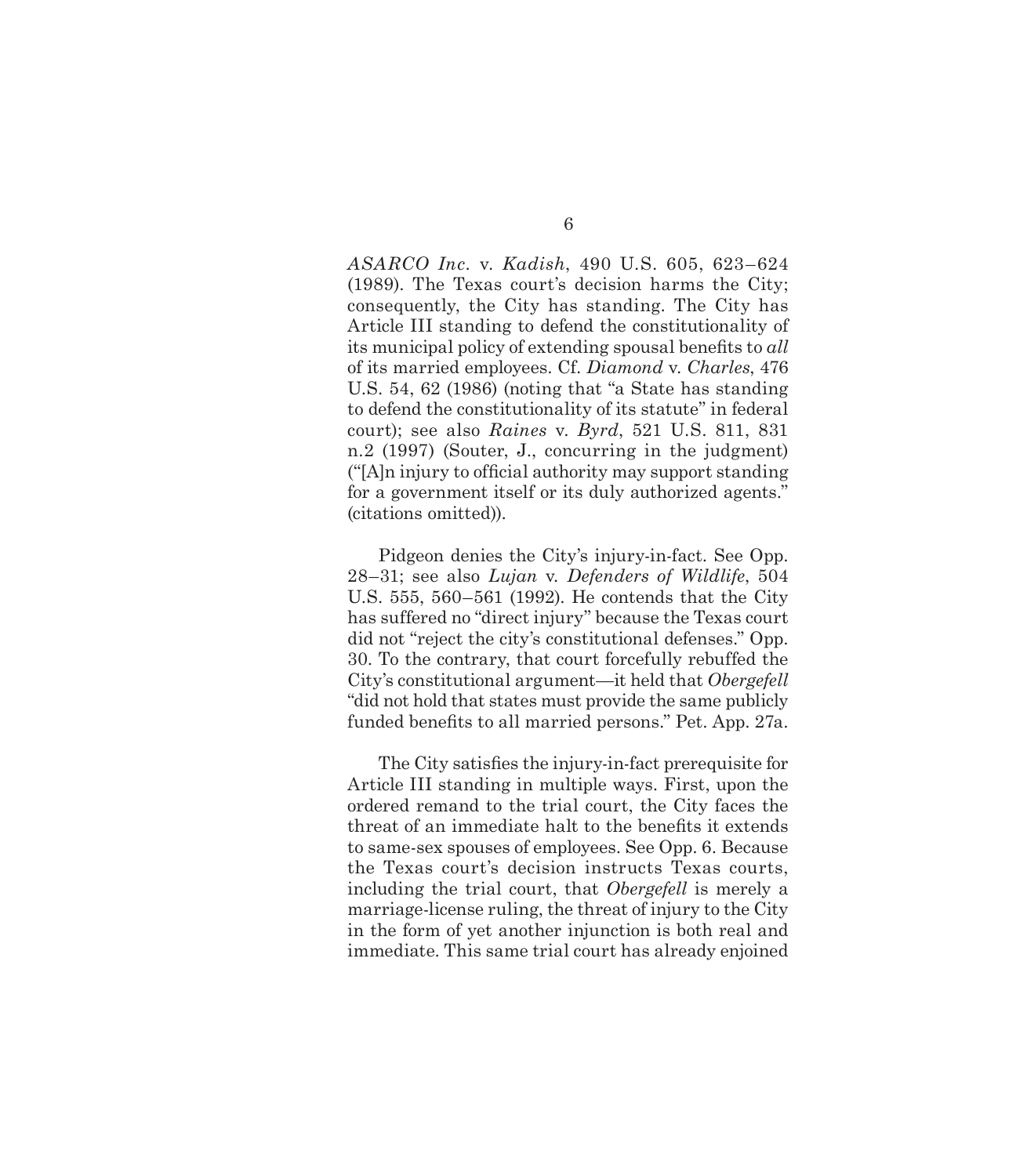*ASARCO Inc.* v. *Kadish*, 490 U.S. 605, 623–624 (1989). The Texas court's decision harms the City; consequently, the City has standing. The City has Article III standing to defend the constitutionality of its municipal policy of extending spousal benefits to *all* of its married employees. Cf. *Diamond* v. *Charles*, 476 U.S. 54, 62 (1986) (noting that "a State has standing to defend the constitutionality of its statute" in federal court); see also *Raines* v. *Byrd*, 521 U.S. 811, 831 n.2 (1997) (Souter, J., concurring in the judgment) ("[A]n injury to official authority may support standing for a government itself or its duly authorized agents." (citations omitted)).

Pidgeon denies the City's injury-in-fact. See Opp. 28–31; see also *Lujan* v. *Defenders of Wildlife*, 504 U.S. 555, 560–561 (1992). He contends that the City has suffered no "direct injury" because the Texas court did not "reject the city's constitutional defenses." Opp. 30. To the contrary, that court forcefully rebuffed the City's constitutional argument—it held that *Obergefell* "did not hold that states must provide the same publicly funded benefits to all married persons." Pet. App. 27a.

The City satisfies the injury-in-fact prerequisite for Article III standing in multiple ways. First, upon the ordered remand to the trial court, the City faces the threat of an immediate halt to the benefits it extends to same-sex spouses of employees. See Opp. 6. Because the Texas court's decision instructs Texas courts, including the trial court, that *Obergefell* is merely a marriage-license ruling, the threat of injury to the City in the form of yet another injunction is both real and immediate. This same trial court has already enjoined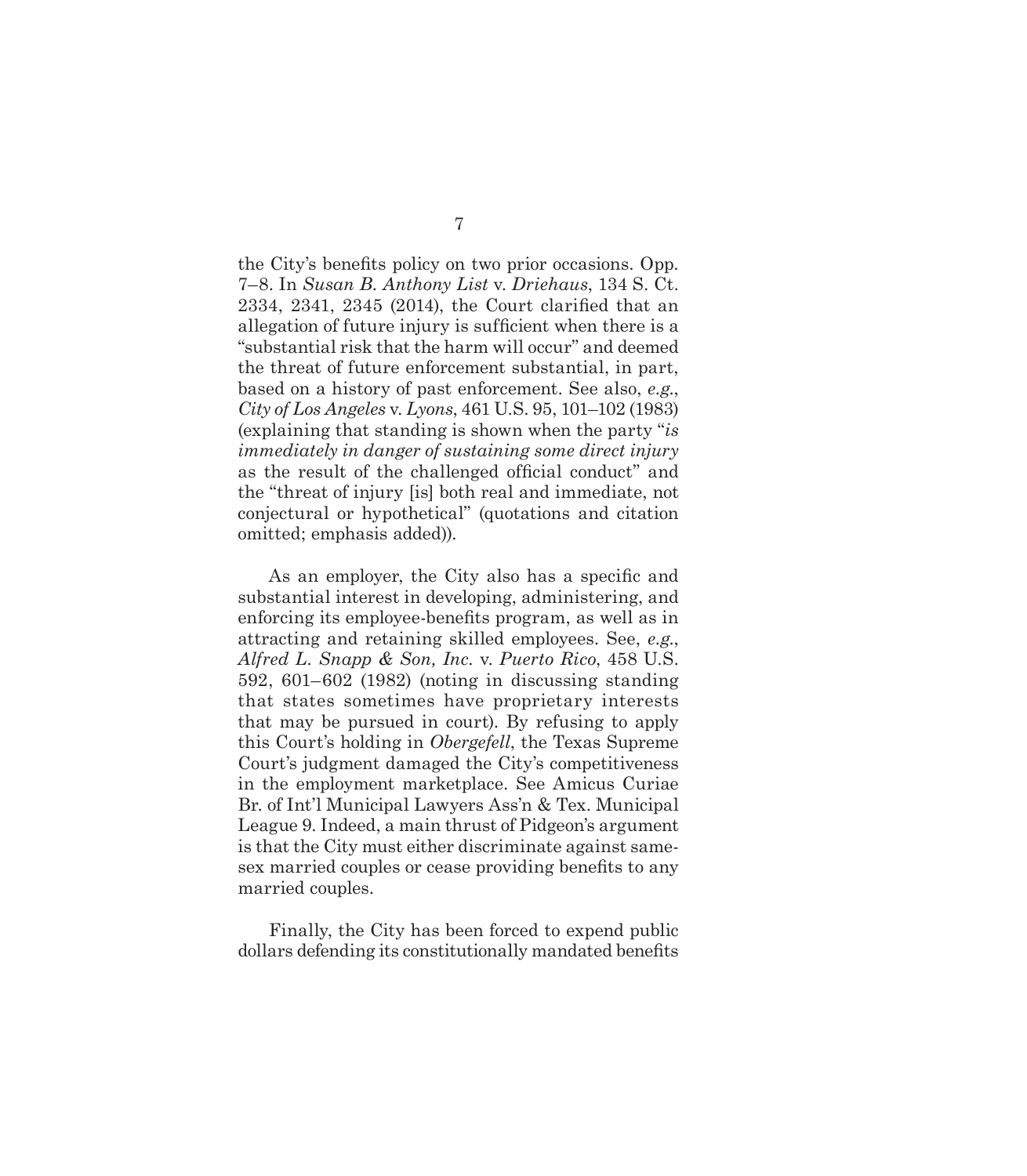the City's benefits policy on two prior occasions. Opp. 7–8. In *Susan B. Anthony List* v. *Driehaus*, 134 S. Ct. 2334, 2341, 2345 (2014), the Court clarified that an allegation of future injury is sufficient when there is a "substantial risk that the harm will occur" and deemed the threat of future enforcement substantial, in part, based on a history of past enforcement. See also, *e.g.*, *City of Los Angeles* v. *Lyons*, 461 U.S. 95, 101–102 (1983) (explaining that standing is shown when the party "*is immediately in danger of sustaining some direct injury* as the result of the challenged official conduct" and the "threat of injury [is] both real and immediate, not conjectural or hypothetical" (quotations and citation omitted; emphasis added)).

As an employer, the City also has a specific and substantial interest in developing, administering, and enforcing its employee-benefits program, as well as in attracting and retaining skilled employees. See, *e.g.*, *Alfred L. Snapp & Son, Inc.* v. *Puerto Rico*, 458 U.S. 592, 601–602 (1982) (noting in discussing standing that states sometimes have proprietary interests that may be pursued in court). By refusing to apply this Court's holding in *Obergefell*, the Texas Supreme Court's judgment damaged the City's competitiveness in the employment marketplace. See Amicus Curiae Br. of Int'l Municipal Lawyers Ass'n & Tex. Municipal League 9. Indeed, a main thrust of Pidgeon's argument is that the City must either discriminate against same-sex married couples or cease providing benefits to any married couples.

Finally, the City has been forced to expend public dollars defending its constitutionally mandated benefits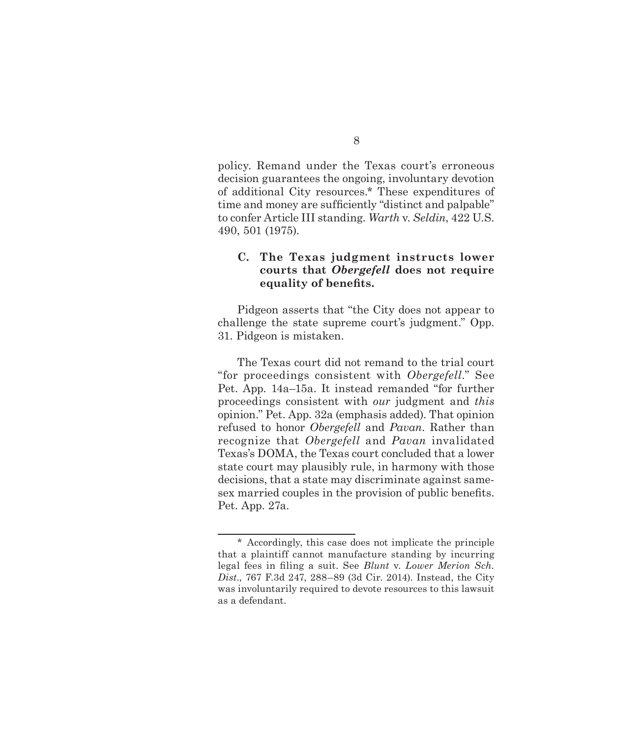policy. Remand under the Texas court's erroneous decision guarantees the ongoing, involuntary devotion of additional City resources.* These expenditures of time and money are sufficiently "distinct and palpable" to confer Article III standing. *Warth* v. *Seldin*, 422 U.S. 490, 501 (1975).

### C. The Texas judgment instructs lower courts that *Obergefell* does not require equality of benefits.

Pidgeon asserts that "the City does not appear to challenge the state supreme court's judgment." Opp. 31. Pidgeon is mistaken.

The Texas court did not remand to the trial court "for proceedings consistent with *Obergefell*." See Pet. App. 14a–15a. It instead remanded "for further proceedings consistent with *our* judgment and *this* opinion." Pet. App. 32a (emphasis added). That opinion refused to honor *Obergefell* and *Pavan*. Rather than recognize that *Obergefell* and *Pavan* invalidated Texas's DOMA, the Texas court concluded that a lower state court may plausibly rule, in harmony with those decisions, that a state may discriminate against same-sex married couples in the provision of public benefits. Pet. App. 27a.

---

\* Accordingly, this case does not implicate the principle that a plaintiff cannot manufacture standing by incurring legal fees in filing a suit. See *Blunt* v. *Lower Merion Sch. Dist.*, 767 F.3d 247, 288–89 (3d Cir. 2014). Instead, the City was involuntarily required to devote resources to this lawsuit as a defendant.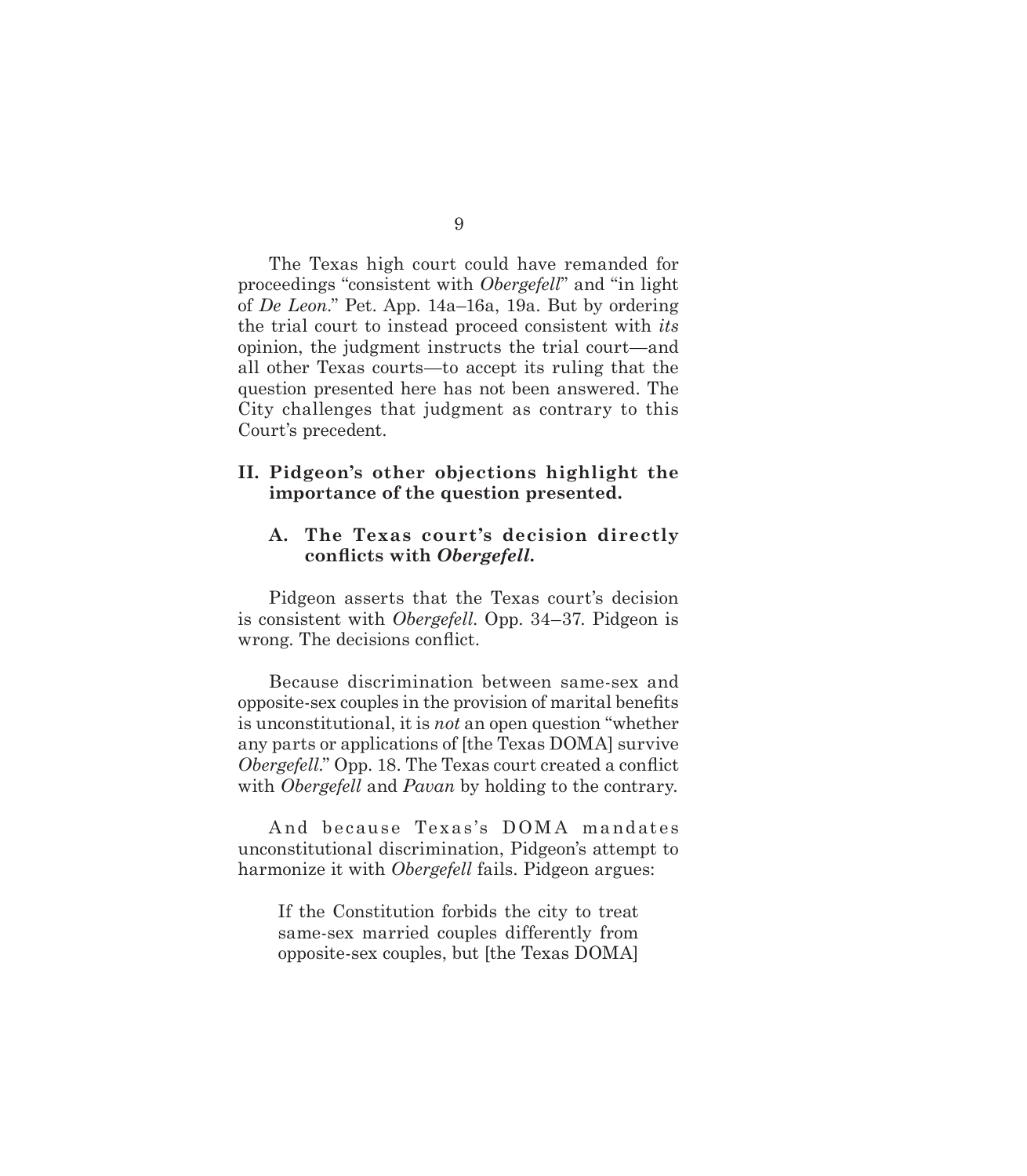The Texas high court could have remanded for proceedings "consistent with *Obergefell*" and "in light of *De Leon*." Pet. App. 14a–16a, 19a. But by ordering the trial court to instead proceed consistent with *its* opinion, the judgment instructs the trial court—and all other Texas courts—to accept its ruling that the question presented here has not been answered. The City challenges that judgment as contrary to this Court's precedent.

## II. Pidgeon's other objections highlight the importance of the question presented.

### A. The Texas court's decision directly conflicts with *Obergefell*.

Pidgeon asserts that the Texas court's decision is consistent with *Obergefell*. Opp. 34–37. Pidgeon is wrong. The decisions conflict.

Because discrimination between same-sex and opposite-sex couples in the provision of marital benefits is unconstitutional, it is *not* an open question "whether any parts or applications of [the Texas DOMA] survive *Obergefell*." Opp. 18. The Texas court created a conflict with *Obergefell* and *Pavan* by holding to the contrary.

And because Texas's DOMA mandates unconstitutional discrimination, Pidgeon's attempt to harmonize it with *Obergefell* fails. Pidgeon argues:

> If the Constitution forbids the city to treat same-sex married couples differently from opposite-sex couples, but [the Texas DOMA]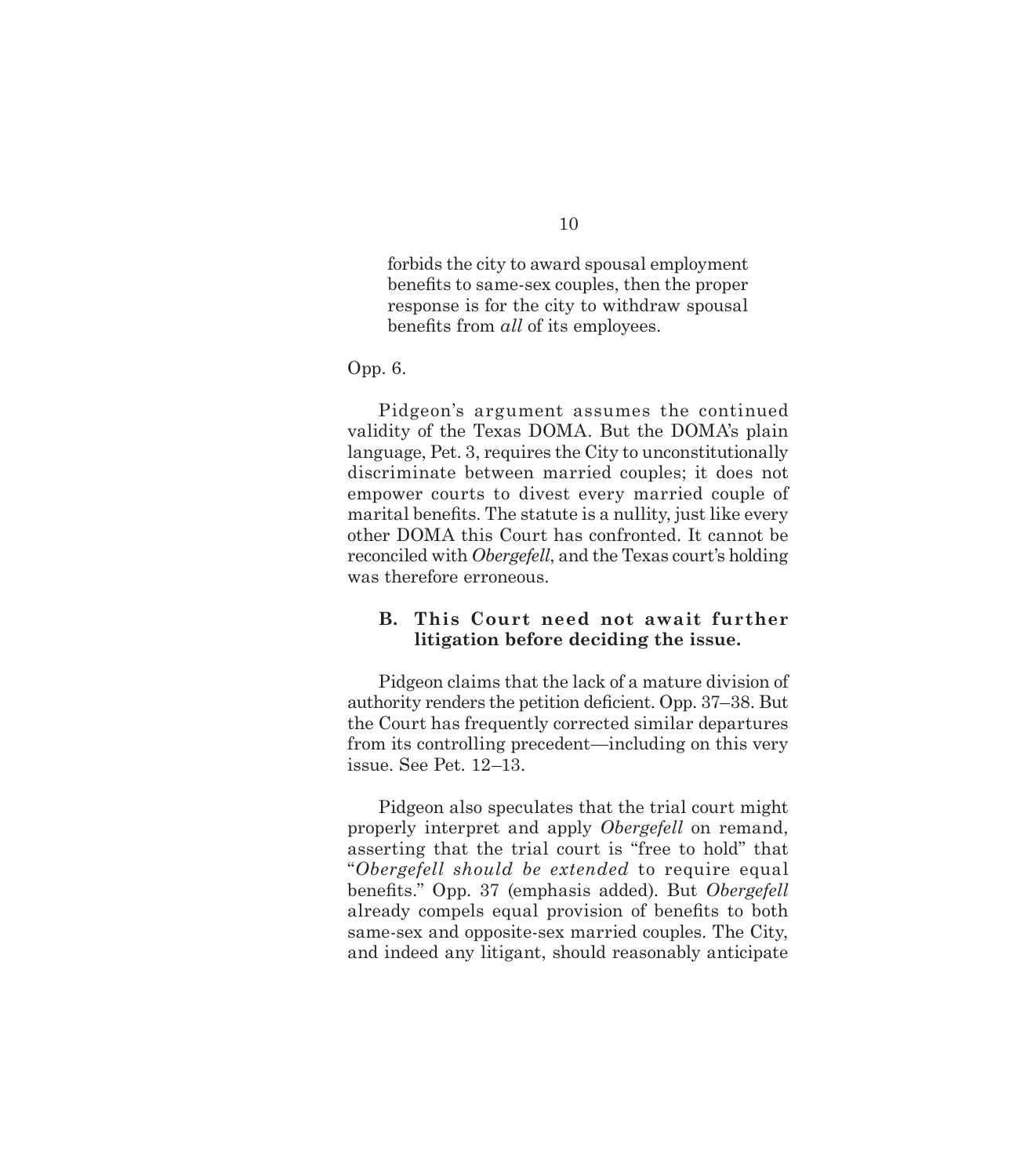> forbids the city to award spousal employment benefits to same-sex couples, then the proper response is for the city to withdraw spousal benefits from *all* of its employees.

Opp. 6.

Pidgeon's argument assumes the continued validity of the Texas DOMA. But the DOMA's plain language, Pet. 3, requires the City to unconstitutionally discriminate between married couples; it does not empower courts to divest every married couple of marital benefits. The statute is a nullity, just like every other DOMA this Court has confronted. It cannot be reconciled with *Obergefell*, and the Texas court's holding was therefore erroneous.

### B. This Court need not await further litigation before deciding the issue.

Pidgeon claims that the lack of a mature division of authority renders the petition deficient. Opp. 37–38. But the Court has frequently corrected similar departures from its controlling precedent—including on this very issue. See Pet. 12–13.

Pidgeon also speculates that the trial court might properly interpret and apply *Obergefell* on remand, asserting that the trial court is "free to hold" that "*Obergefell should be extended* to require equal benefits." Opp. 37 (emphasis added). But *Obergefell* already compels equal provision of benefits to both same-sex and opposite-sex married couples. The City, and indeed any litigant, should reasonably anticipate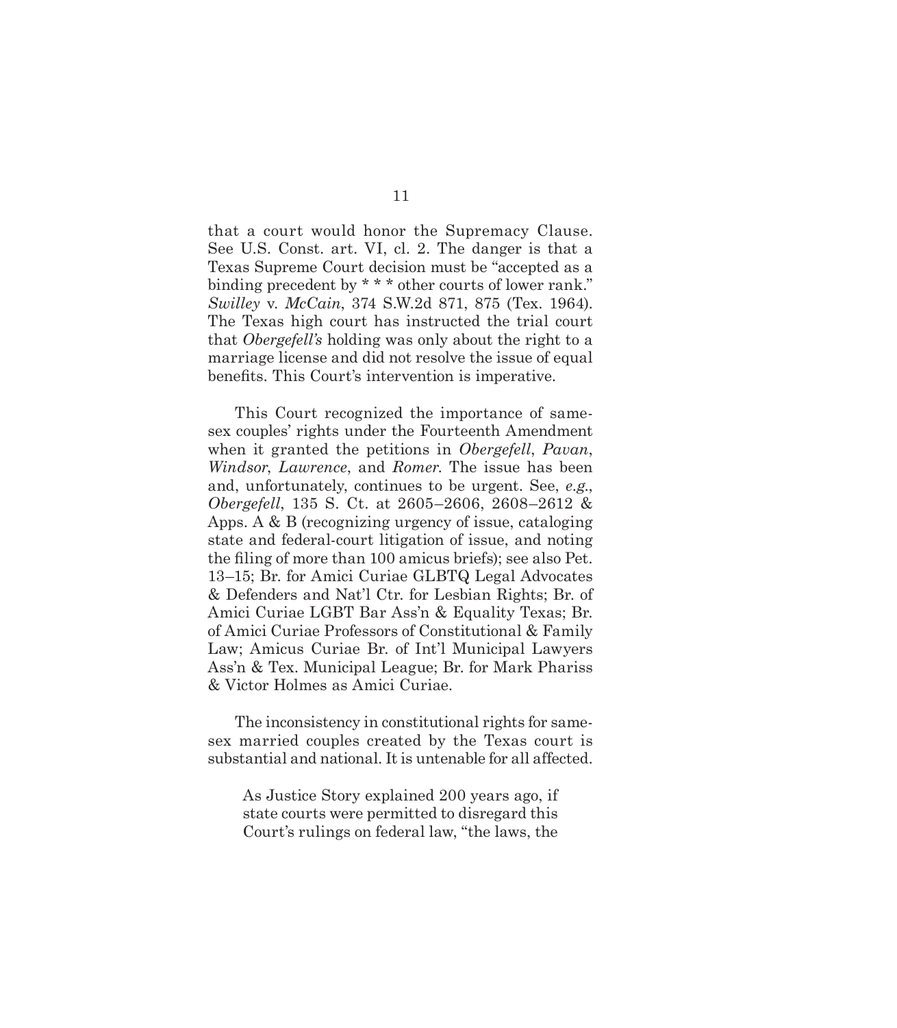that a court would honor the Supremacy Clause. See U.S. Const. art. VI, cl. 2. The danger is that a Texas Supreme Court decision must be "accepted as a binding precedent by * * * other courts of lower rank." *Swilley* v. *McCain*, 374 S.W.2d 871, 875 (Tex. 1964). The Texas high court has instructed the trial court that *Obergefell's* holding was only about the right to a marriage license and did not resolve the issue of equal benefits. This Court's intervention is imperative.

This Court recognized the importance of same-sex couples' rights under the Fourteenth Amendment when it granted the petitions in *Obergefell*, *Pavan*, *Windsor*, *Lawrence*, and *Romer*. The issue has been and, unfortunately, continues to be urgent. See, *e.g.*, *Obergefell*, 135 S. Ct. at 2605–2606, 2608–2612 & Apps. A & B (recognizing urgency of issue, cataloging state and federal-court litigation of issue, and noting the filing of more than 100 amicus briefs); see also Pet. 13–15; Br. for Amici Curiae GLBTQ Legal Advocates & Defenders and Nat'l Ctr. for Lesbian Rights; Br. of Amici Curiae LGBT Bar Ass'n & Equality Texas; Br. of Amici Curiae Professors of Constitutional & Family Law; Amicus Curiae Br. of Int'l Municipal Lawyers Ass'n & Tex. Municipal League; Br. for Mark Phariss & Victor Holmes as Amici Curiae.

The inconsistency in constitutional rights for same-sex married couples created by the Texas court is substantial and national. It is untenable for all affected.

> As Justice Story explained 200 years ago, if state courts were permitted to disregard this Court's rulings on federal law, "the laws, the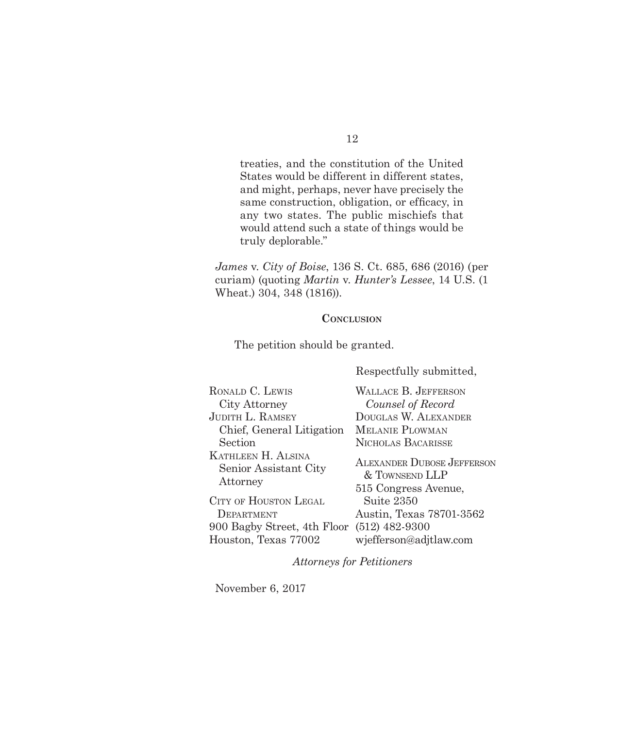> treaties, and the constitution of the United States would be different in different states, and might, perhaps, never have precisely the same construction, obligation, or efficacy, in any two states. The public mischiefs that would attend such a state of things would be truly deplorable."

*James* v. *City of Boise*, 136 S. Ct. 685, 686 (2016) (per curiam) (quoting *Martin* v. *Hunter's Lessee*, 14 U.S. (1 Wheat.) 304, 348 (1816)).

## Conclusion

The petition should be granted.

Respectfully submitted,

Wallace B. Jefferson
*Counsel of Record*
Douglas W. Alexander
Melanie Plowman
Nicholas Bacarisse

Alexander Dubose Jefferson & Townsend LLP
515 Congress Avenue, Suite 2350
Austin, Texas 78701-3562
(512) 482-9300
wjefferson@adjtlaw.com

Ronald C. Lewis
City Attorney
Judith L. Ramsey
Chief, General Litigation Section
Kathleen H. Alsina
Senior Assistant City Attorney

City of Houston Legal Department
900 Bagby Street, 4th Floor
Houston, Texas 77002

*Attorneys for Petitioners*

November 6, 2017